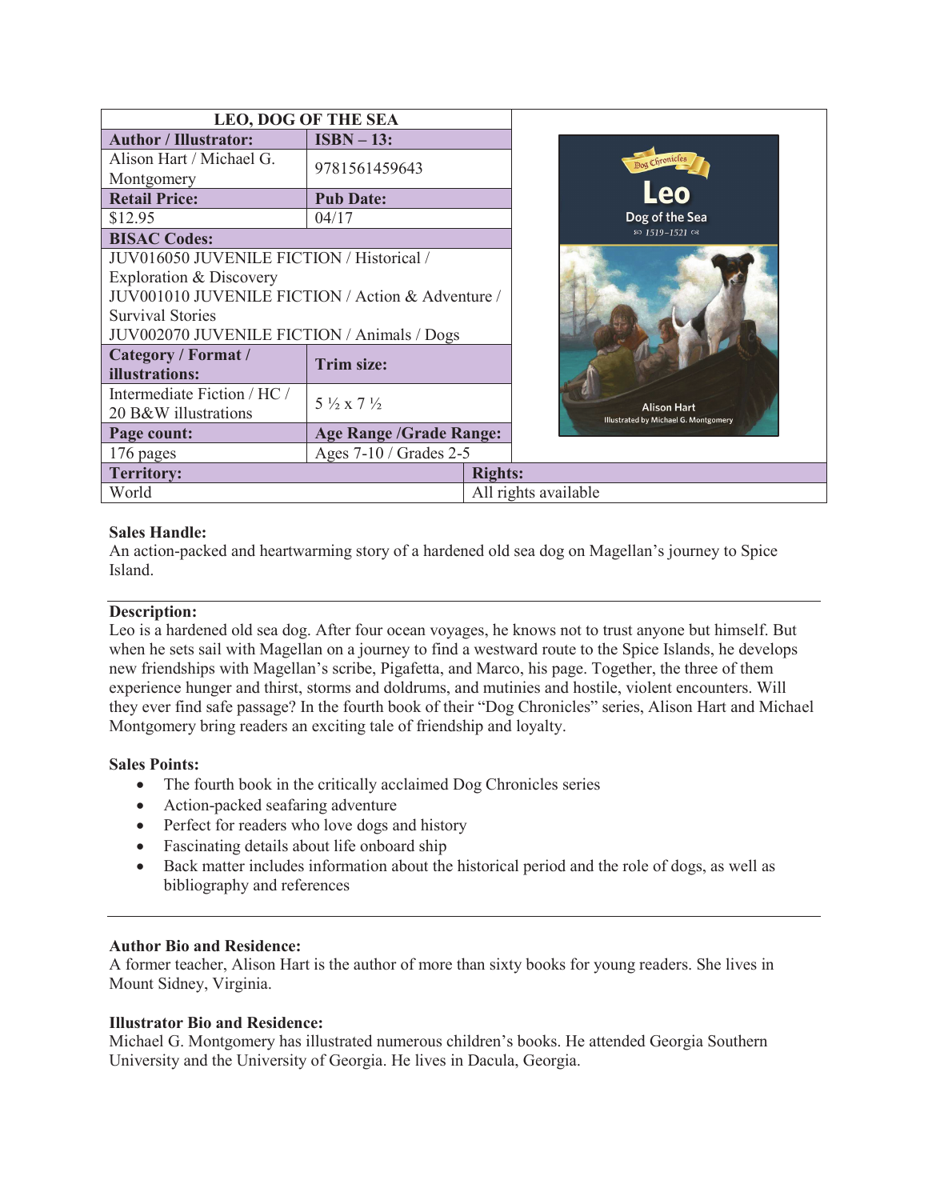| LEO, DOG OF THE SEA | |
|---|---|
| **Author / Illustrator:** | **ISBN – 13:** |
| Alison Hart / Michael G. Montgomery | 9781561459643 |
| **Retail Price:** | **Pub Date:** |
| $12.95 | 04/17 |
| **BISAC Codes:** | |
| JUV016050 JUVENILE FICTION / Historical / Exploration & Discovery<br>JUV001010 JUVENILE FICTION / Action & Adventure / Survival Stories<br>JUV002070 JUVENILE FICTION / Animals / Dogs | |
| **Category / Format / illustrations:** | **Trim size:** |
| Intermediate Fiction / HC / 20 B&W illustrations | 5 ½ x 7 ½ |
| **Page count:** | **Age Range /Grade Range:** |
| 176 pages | Ages 7-10 / Grades 2-5 |
| **Territory:** | **Rights:** |
| World | All rights available |

Dog Chronicles

Leo

Dog of the Sea

1519–1521

Alison Hart

Illustrated by Michael G. Montgomery

**Sales Handle:**
An action-packed and heartwarming story of a hardened old sea dog on Magellan's journey to Spice Island.

---

**Description:**
Leo is a hardened old sea dog. After four ocean voyages, he knows not to trust anyone but himself. But when he sets sail with Magellan on a journey to find a westward route to the Spice Islands, he develops new friendships with Magellan's scribe, Pigafetta, and Marco, his page. Together, the three of them experience hunger and thirst, storms and doldrums, and mutinies and hostile, violent encounters. Will they ever find safe passage? In the fourth book of their "Dog Chronicles" series, Alison Hart and Michael Montgomery bring readers an exciting tale of friendship and loyalty.

**Sales Points:**

- The fourth book in the critically acclaimed Dog Chronicles series
- Action-packed seafaring adventure
- Perfect for readers who love dogs and history
- Fascinating details about life onboard ship
- Back matter includes information about the historical period and the role of dogs, as well as bibliography and references

---

**Author Bio and Residence:**
A former teacher, Alison Hart is the author of more than sixty books for young readers. She lives in Mount Sidney, Virginia.

**Illustrator Bio and Residence:**
Michael G. Montgomery has illustrated numerous children's books. He attended Georgia Southern University and the University of Georgia. He lives in Dacula, Georgia.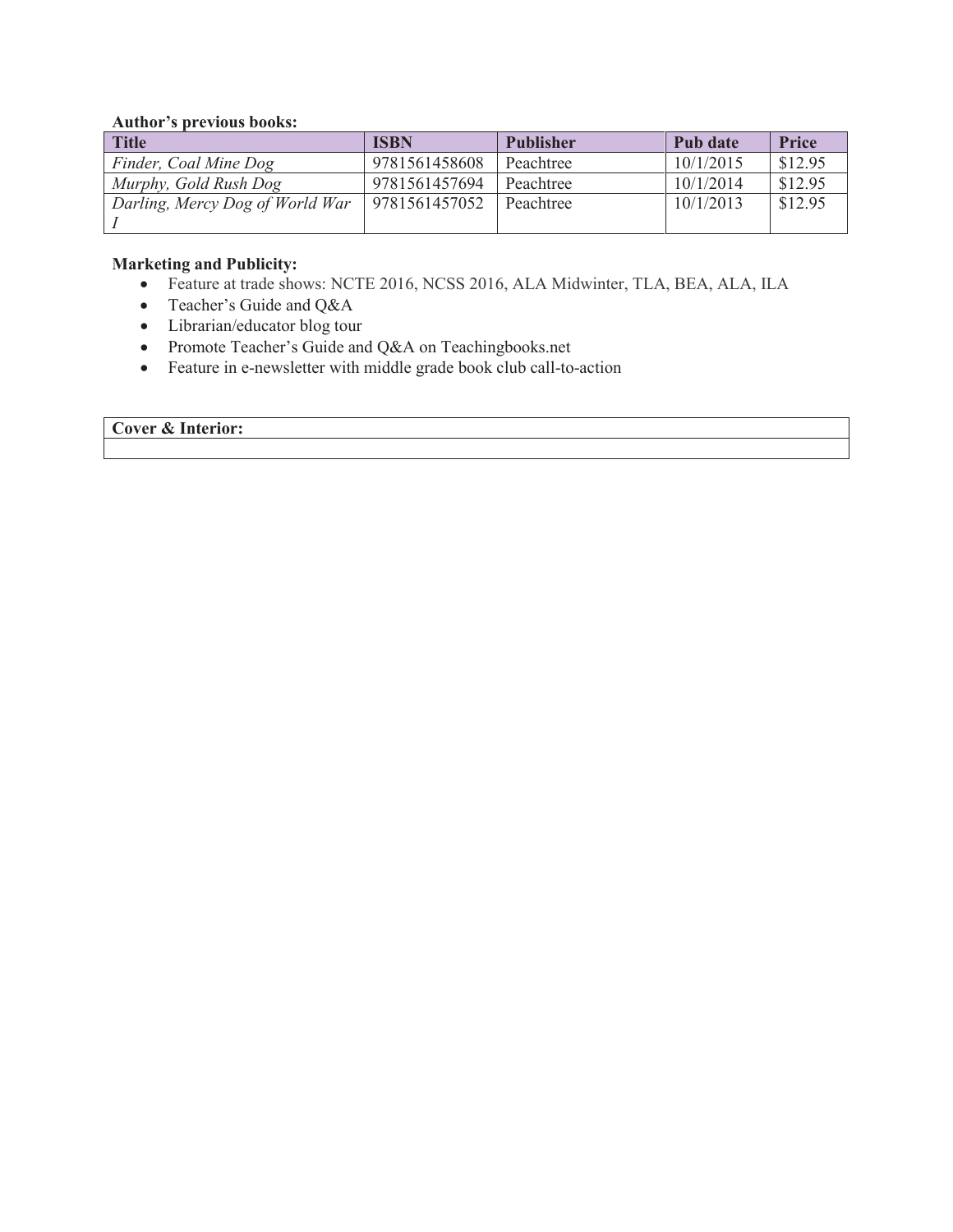**Author's previous books:**

| Title | ISBN | Publisher | Pub date | Price |
|---|---|---|---|---|
| *Finder, Coal Mine Dog* | 9781561458608 | Peachtree | 10/1/2015 | $12.95 |
| *Murphy, Gold Rush Dog* | 9781561457694 | Peachtree | 10/1/2014 | $12.95 |
| *Darling, Mercy Dog of World War I* | 9781561457052 | Peachtree | 10/1/2013 | $12.95 |

**Marketing and Publicity:**

- Feature at trade shows: NCTE 2016, NCSS 2016, ALA Midwinter, TLA, BEA, ALA, ILA
- Teacher's Guide and Q&A
- Librarian/educator blog tour
- Promote Teacher's Guide and Q&A on Teachingbooks.net
- Feature in e-newsletter with middle grade book club call-to-action

| Cover & Interior: |
|---|
| |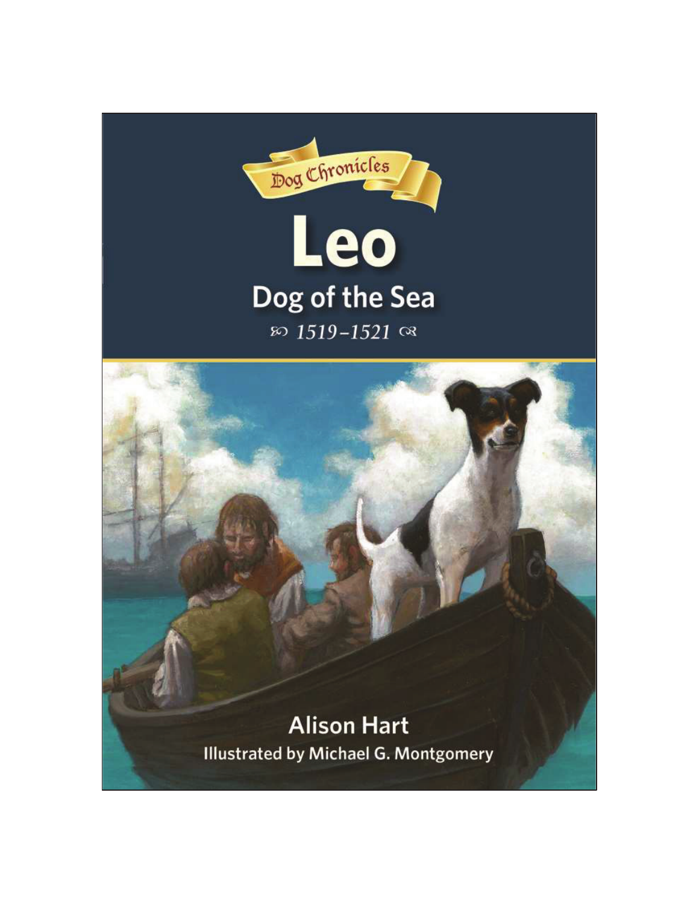Dog Chronicles

# Leo

## Dog of the Sea

ꕤ 1519–1521 ꕤ

**Alison Hart**

**Illustrated by Michael G. Montgomery**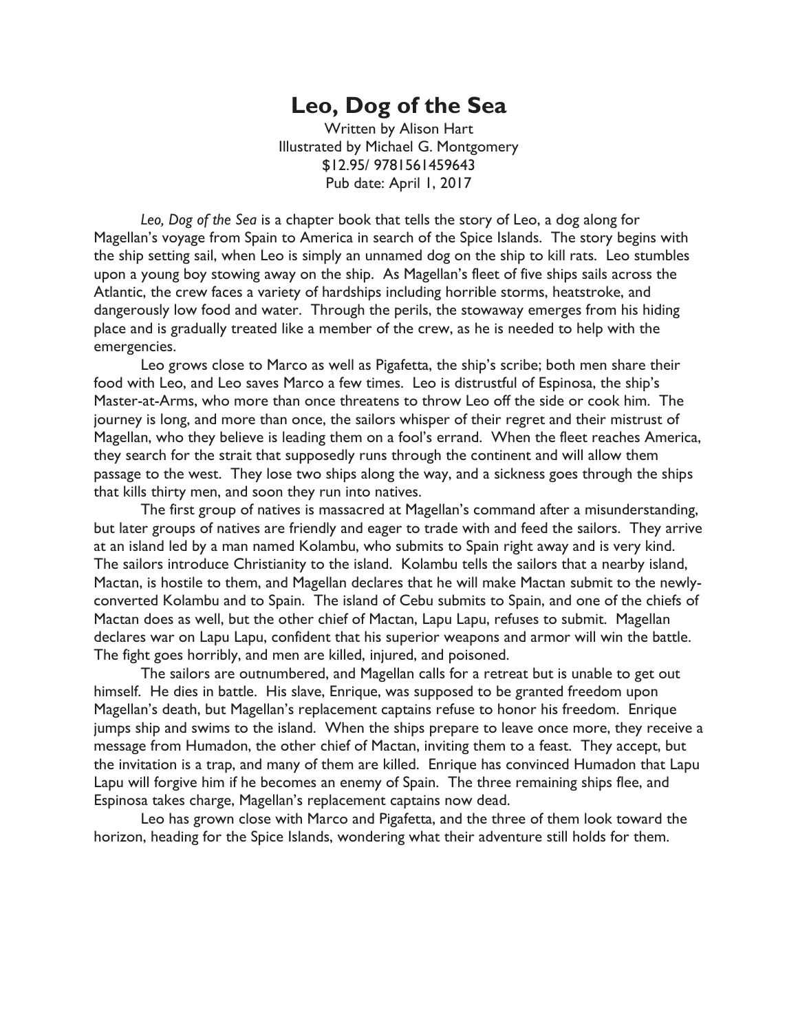# Leo, Dog of the Sea

Written by Alison Hart
Illustrated by Michael G. Montgomery
$12.95/ 9781561459643
Pub date: April 1, 2017

*Leo, Dog of the Sea* is a chapter book that tells the story of Leo, a dog along for Magellan's voyage from Spain to America in search of the Spice Islands. The story begins with the ship setting sail, when Leo is simply an unnamed dog on the ship to kill rats. Leo stumbles upon a young boy stowing away on the ship. As Magellan's fleet of five ships sails across the Atlantic, the crew faces a variety of hardships including horrible storms, heatstroke, and dangerously low food and water. Through the perils, the stowaway emerges from his hiding place and is gradually treated like a member of the crew, as he is needed to help with the emergencies.

Leo grows close to Marco as well as Pigafetta, the ship's scribe; both men share their food with Leo, and Leo saves Marco a few times. Leo is distrustful of Espinosa, the ship's Master-at-Arms, who more than once threatens to throw Leo off the side or cook him. The journey is long, and more than once, the sailors whisper of their regret and their mistrust of Magellan, who they believe is leading them on a fool's errand. When the fleet reaches America, they search for the strait that supposedly runs through the continent and will allow them passage to the west. They lose two ships along the way, and a sickness goes through the ships that kills thirty men, and soon they run into natives.

The first group of natives is massacred at Magellan's command after a misunderstanding, but later groups of natives are friendly and eager to trade with and feed the sailors. They arrive at an island led by a man named Kolambu, who submits to Spain right away and is very kind. The sailors introduce Christianity to the island. Kolambu tells the sailors that a nearby island, Mactan, is hostile to them, and Magellan declares that he will make Mactan submit to the newly-converted Kolambu and to Spain. The island of Cebu submits to Spain, and one of the chiefs of Mactan does as well, but the other chief of Mactan, Lapu Lapu, refuses to submit. Magellan declares war on Lapu Lapu, confident that his superior weapons and armor will win the battle. The fight goes horribly, and men are killed, injured, and poisoned.

The sailors are outnumbered, and Magellan calls for a retreat but is unable to get out himself. He dies in battle. His slave, Enrique, was supposed to be granted freedom upon Magellan's death, but Magellan's replacement captains refuse to honor his freedom. Enrique jumps ship and swims to the island. When the ships prepare to leave once more, they receive a message from Humadon, the other chief of Mactan, inviting them to a feast. They accept, but the invitation is a trap, and many of them are killed. Enrique has convinced Humadon that Lapu Lapu will forgive him if he becomes an enemy of Spain. The three remaining ships flee, and Espinosa takes charge, Magellan's replacement captains now dead.

Leo has grown close with Marco and Pigafetta, and the three of them look toward the horizon, heading for the Spice Islands, wondering what their adventure still holds for them.